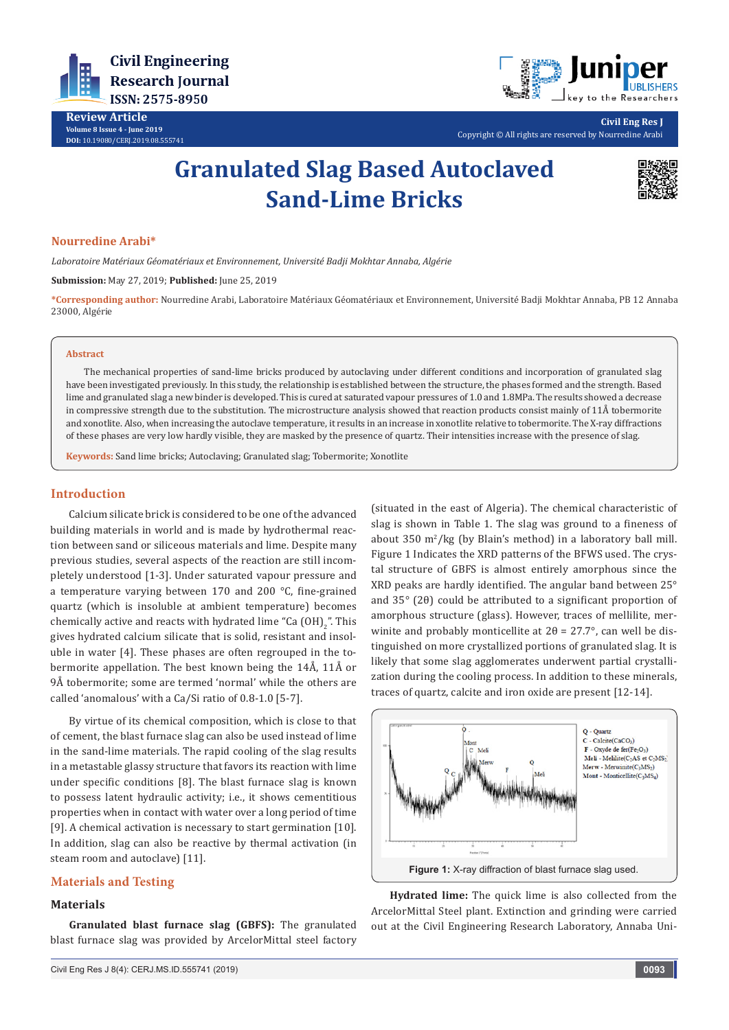# Granulated Slag Based Autoclaved Sand-Lime Bricks

**Nourredine Arabi***

*Laboratoire Matériaux Géomatériaux et Environnement, Université Badji Mokhtar Annaba, Algérie*

**Submission:** May 27, 2019; **Published:** June 25, 2019

***Corresponding author:** Nourredine Arabi, Laboratoire Matériaux Géomatériaux et Environnement, Université Badji Mokhtar Annaba, PB 12 Annaba 23000, Algérie

## Abstract

The mechanical properties of sand-lime bricks produced by autoclaving under different conditions and incorporation of granulated slag have been investigated previously. In this study, the relationship is established between the structure, the phases formed and the strength. Based lime and granulated slag a new binder is developed. This is cured at saturated vapour pressures of 1.0 and 1.8MPa. The results showed a decrease in compressive strength due to the substitution. The microstructure analysis showed that reaction products consist mainly of 11Å tobermorite and xonotlite. Also, when increasing the autoclave temperature, it results in an increase in xonotlite relative to tobermorite. The X-ray diffractions of these phases are very low hardly visible, they are masked by the presence of quartz. Their intensities increase with the presence of slag.

**Keywords:** Sand lime bricks; Autoclaving; Granulated slag; Tobermorite; Xonotlite

## Introduction

Calcium silicate brick is considered to be one of the advanced building materials in world and is made by hydrothermal reaction between sand or siliceous materials and lime. Despite many previous studies, several aspects of the reaction are still incompletely understood [1-3]. Under saturated vapour pressure and a temperature varying between 170 and 200 °C, fine-grained quartz (which is insoluble at ambient temperature) becomes chemically active and reacts with hydrated lime "$Ca(OH)_2$". This gives hydrated calcium silicate that is solid, resistant and insoluble in water [4]. These phases are often regrouped in the tobermorite appellation. The best known being the 14Å, 11Å or 9Å tobermorite; some are termed 'normal' while the others are called 'anomalous' with a Ca/Si ratio of 0.8-1.0 [5-7].

By virtue of its chemical composition, which is close to that of cement, the blast furnace slag can also be used instead of lime in the sand-lime materials. The rapid cooling of the slag results in a metastable glassy structure that favors its reaction with lime under specific conditions [8]. The blast furnace slag is known to possess latent hydraulic activity; i.e., it shows cementitious properties when in contact with water over a long period of time [9]. A chemical activation is necessary to start germination [10]. In addition, slag can also be reactive by thermal activation (in steam room and autoclave) [11].

## Materials and Testing

### Materials

**Granulated blast furnace slag (GBFS):** The granulated blast furnace slag was provided by ArcelorMittal steel factory (situated in the east of Algeria). The chemical characteristic of slag is shown in Table 1. The slag was ground to a fineness of about 350 $m^2$/kg (by Blain's method) in a laboratory ball mill. Figure 1 Indicates the XRD patterns of the BFWS used. The crystal structure of GBFS is almost entirely amorphous since the XRD peaks are hardly identified. The angular band between 25° and 35° (2θ) could be attributed to a significant proportion of amorphous structure (glass). However, traces of mellilite, merwinite and probably monticellite at 2θ = 27.7°, can well be distinguished on more crystallized portions of granulated slag. It is likely that some slag agglomerates underwent partial crystallization during the cooling process. In addition to these minerals, traces of quartz, calcite and iron oxide are present [12-14].

Q - Quartz
C - Calcite($CaCO_3$)
F - Oxyde de fer($Fe_2O_3$)
Meli - Melilite($C_2AS$ et $C_2MS_2$)
Merw - Merwinite($C_3MS_2$)
Mont - Monticellite($C_2MS_4$)

**Figure 1:** X-ray diffraction of blast furnace slag used.

**Hydrated lime:** The quick lime is also collected from the ArcelorMittal Steel plant. Extinction and grinding were carried out at the Civil Engineering Research Laboratory, Annaba Uni-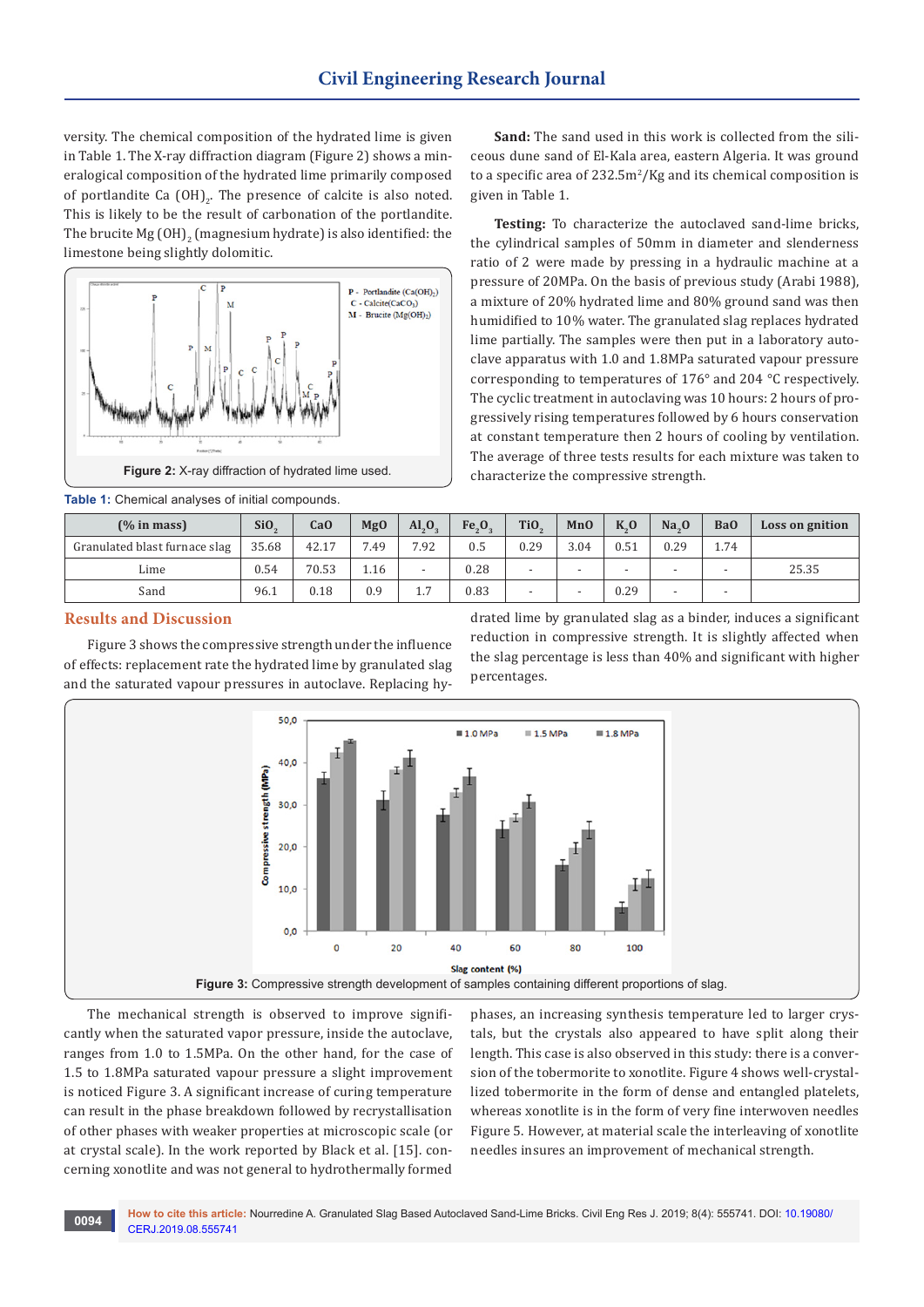versity. The chemical composition of the hydrated lime is given in Table 1. The X-ray diffraction diagram (Figure 2) shows a mineralogical composition of the hydrated lime primarily composed of portlandite $Ca(OH)_2$. The presence of calcite is also noted. This is likely to be the result of carbonation of the portlandite. The brucite $Mg(OH)_2$ (magnesium hydrate) is also identified: the limestone being slightly dolomitic.

**Figure 2:** X-ray diffraction of hydrated lime used.

**Sand:** The sand used in this work is collected from the siliceous dune sand of El-Kala area, eastern Algeria. It was ground to a specific area of 232.5m²/Kg and its chemical composition is given in Table 1.

**Testing:** To characterize the autoclaved sand-lime bricks, the cylindrical samples of 50mm in diameter and slenderness ratio of 2 were made by pressing in a hydraulic machine at a pressure of 20MPa. On the basis of previous study (Arabi 1988), a mixture of 20% hydrated lime and 80% ground sand was then humidified to 10% water. The granulated slag replaces hydrated lime partially. The samples were then put in a laboratory autoclave apparatus with 1.0 and 1.8MPa saturated vapour pressure corresponding to temperatures of 176° and 204 °C respectively. The cyclic treatment in autoclaving was 10 hours: 2 hours of progressively rising temperatures followed by 6 hours conservation at constant temperature then 2 hours of cooling by ventilation. The average of three tests results for each mixture was taken to characterize the compressive strength.

**Table 1:** Chemical analyses of initial compounds.

| (% in mass) | $SiO_2$ | CaO | MgO | $Al_2O_3$ | $Fe_2O_3$ | $TiO_2$ | MnO | $K_2O$ | $Na_2O$ | BaO | Loss on gnition |
|---|---|---|---|---|---|---|---|---|---|---|---|
| Granulated blast furnace slag | 35.68 | 42.17 | 7.49 | 7.92 | 0.5 | 0.29 | 3.04 | 0.51 | 0.29 | 1.74 | |
| Lime | 0.54 | 70.53 | 1.16 | - | 0.28 | - | - | - | - | - | 25.35 |
| Sand | 96.1 | 0.18 | 0.9 | 1.7 | 0.83 | - | - | 0.29 | - | - | |

## Results and Discussion

Figure 3 shows the compressive strength under the influence of effects: replacement rate the hydrated lime by granulated slag and the saturated vapour pressures in autoclave. Replacing hydrated lime by granulated slag as a binder, induces a significant reduction in compressive strength. It is slightly affected when the slag percentage is less than 40% and significant with higher percentages.

**Figure 3:** Compressive strength development of samples containing different proportions of slag.

The mechanical strength is observed to improve significantly when the saturated vapor pressure, inside the autoclave, ranges from 1.0 to 1.5MPa. On the other hand, for the case of 1.5 to 1.8MPa saturated vapour pressure a slight improvement is noticed Figure 3. A significant increase of curing temperature can result in the phase breakdown followed by recrystallisation of other phases with weaker properties at microscopic scale (or at crystal scale). In the work reported by Black et al. [15]. concerning xonotlite and was not general to hydrothermally formed phases, an increasing synthesis temperature led to larger crystals, but the crystals also appeared to have split along their length. This case is also observed in this study: there is a conversion of the tobermorite to xonotlite. Figure 4 shows well-crystallized tobermorite in the form of dense and entangled platelets, whereas xonotlite is in the form of very fine interwoven needles Figure 5. However, at material scale the interleaving of xonotlite needles insures an improvement of mechanical strength.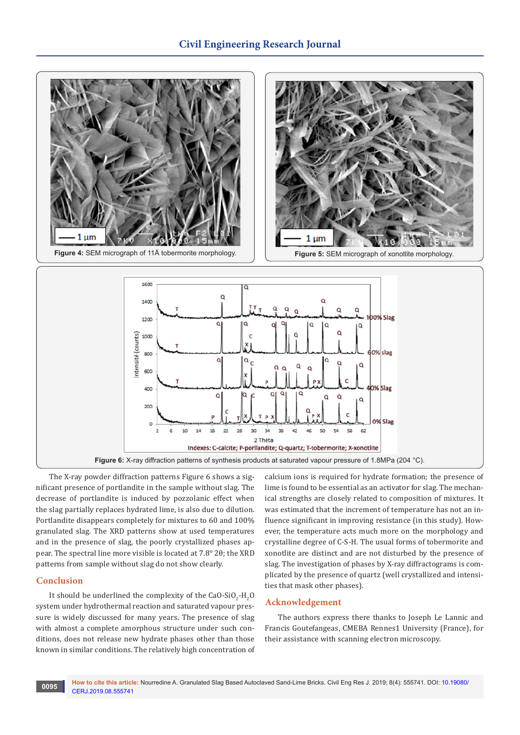Figure 4: SEM micrograph of 11Å tobermorite morphology.

Figure 5: SEM micrograph of xonotlite morphology.

Figure 6: X-ray diffraction patterns of synthesis products at saturated vapour pressure of 1.8MPa (204 °C).

The X-ray powder diffraction patterns Figure 6 shows a significant presence of portlandite in the sample without slag. The decrease of portlandite is induced by pozzolanic effect when the slag partially replaces hydrated lime, is also due to dilution. Portlandite disappears completely for mixtures to 60 and 100% granulated slag. The XRD patterns show at used temperatures and in the presence of slag, the poorly crystallized phases appear. The spectral line more visible is located at 7.8° 2θ; the XRD patterns from sample without slag do not show clearly.

## Conclusion

It should be underlined the complexity of the $CaO$-$SiO_2$-$H_2O$ system under hydrothermal reaction and saturated vapour pressure is widely discussed for many years. The presence of slag with almost a complete amorphous structure under such conditions, does not release new hydrate phases other than those known in similar conditions. The relatively high concentration of calcium ions is required for hydrate formation; the presence of lime is found to be essential as an activator for slag. The mechanical strengths are closely related to composition of mixtures. It was estimated that the increment of temperature has not an influence significant in improving resistance (in this study). However, the temperature acts much more on the morphology and crystalline degree of C-S-H. The usual forms of tobermorite and xonotlite are distinct and are not disturbed by the presence of slag. The investigation of phases by X-ray diffractograms is complicated by the presence of quartz (well crystallized and intensities that mask other phases).

## Acknowledgement

The authors express there thanks to Joseph Le Lannic and Francis Goutefangeas, CMEBA Rennes1 University (France), for their assistance with scanning electron microscopy.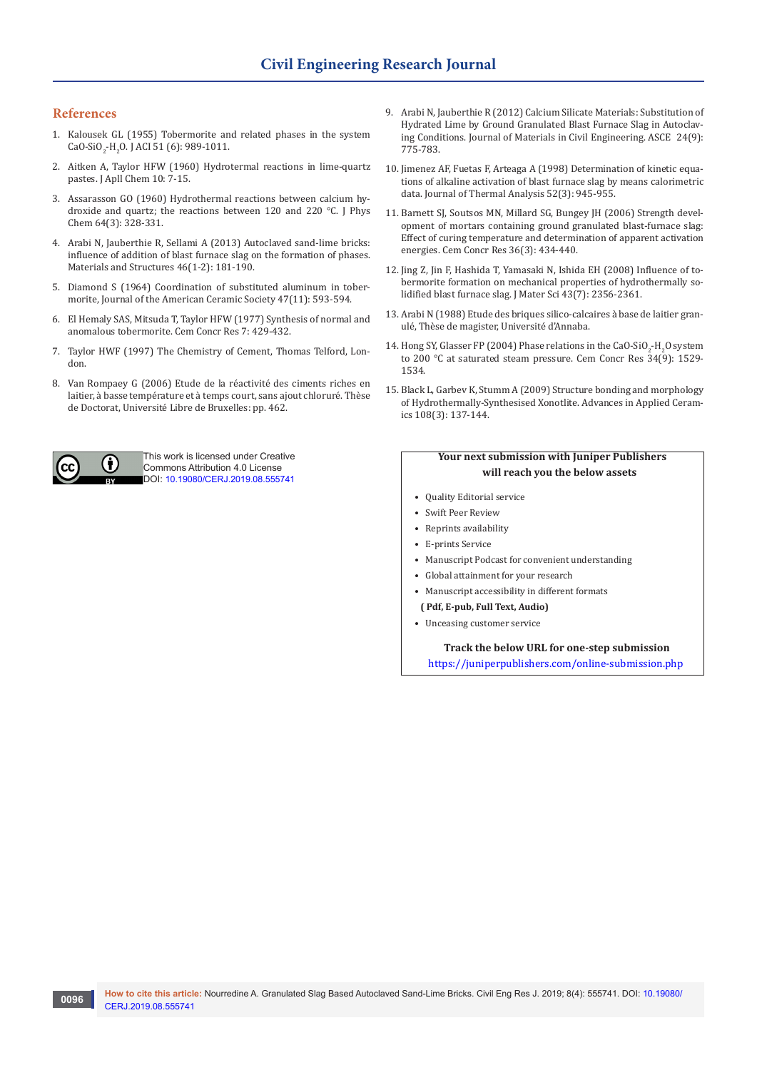## References

1. Kalousek GL (1955) Tobermorite and related phases in the system $CaO\text{-}SiO_2\text{-}H_2O$. J ACI 51 (6): 989-1011.
2. Aitken A, Taylor HFW (1960) Hydrotermal reactions in lime-quartz pastes. J Apll Chem 10: 7-15.
3. Assarasson GO (1960) Hydrothermal reactions between calcium hydroxide and quartz; the reactions between 120 and 220 °C. J Phys Chem 64(3): 328-331.
4. Arabi N, Jauberthie R, Sellami A (2013) Autoclaved sand-lime bricks: influence of addition of blast furnace slag on the formation of phases. Materials and Structures 46(1-2): 181-190.
5. Diamond S (1964) Coordination of substituted aluminum in tobermorite, Journal of the American Ceramic Society 47(11): 593-594.
6. El Hemaly SAS, Mitsuda T, Taylor HFW (1977) Synthesis of normal and anomalous tobermorite. Cem Concr Res 7: 429-432.
7. Taylor HWF (1997) The Chemistry of Cement, Thomas Telford, London.
8. Van Rompaey G (2006) Etude de la réactivité des ciments riches en laitier, à basse température et à temps court, sans ajout chloruré. Thèse de Doctorat, Université Libre de Bruxelles: pp. 462.
9. Arabi N, Jauberthie R (2012) Calcium Silicate Materials: Substitution of Hydrated Lime by Ground Granulated Blast Furnace Slag in Autoclaving Conditions. Journal of Materials in Civil Engineering. ASCE 24(9): 775-783.
10. Jimenez AF, Fuetas F, Arteaga A (1998) Determination of kinetic equations of alkaline activation of blast furnace slag by means calorimetric data. Journal of Thermal Analysis 52(3): 945-955.
11. Barnett SJ, Soutsos MN, Millard SG, Bungey JH (2006) Strength development of mortars containing ground granulated blast-furnace slag: Effect of curing temperature and determination of apparent activation energies. Cem Concr Res 36(3): 434-440.
12. Jing Z, Jin F, Hashida T, Yamasaki N, Ishida EH (2008) Influence of tobermorite formation on mechanical properties of hydrothermally solidified blast furnace slag. J Mater Sci 43(7): 2356-2361.
13. Arabi N (1988) Etude des briques silico-calcaires à base de laitier granulé, Thèse de magister, Université d'Annaba.
14. Hong SY, Glasser FP (2004) Phase relations in the $CaO\text{-}SiO_2\text{-}H_2O$ system to 200 °C at saturated steam pressure. Cem Concr Res 34(9): 1529-1534.
15. Black L, Garbev K, Stumm A (2009) Structure bonding and morphology of Hydrothermally-Synthesised Xonotlite. Advances in Applied Ceramics 108(3): 137-144.

This work is licensed under Creative Commons Attribution 4.0 License
DOI: 10.19080/CERJ.2019.08.555741

**Your next submission with Juniper Publishers will reach you the below assets**

- Quality Editorial service
- Swift Peer Review
- Reprints availability
- E-prints Service
- Manuscript Podcast for convenient understanding
- Global attainment for your research
- Manuscript accessibility in different formats

  **( Pdf, E-pub, Full Text, Audio)**
- Unceasing customer service

**Track the below URL for one-step submission**
https://juniperpublishers.com/online-submission.php

**How to cite this article:** Nourredine A. Granulated Slag Based Autoclaved Sand-Lime Bricks. Civil Eng Res J. 2019; 8(4): 555741. DOI: 10.19080/CERJ.2019.08.555741